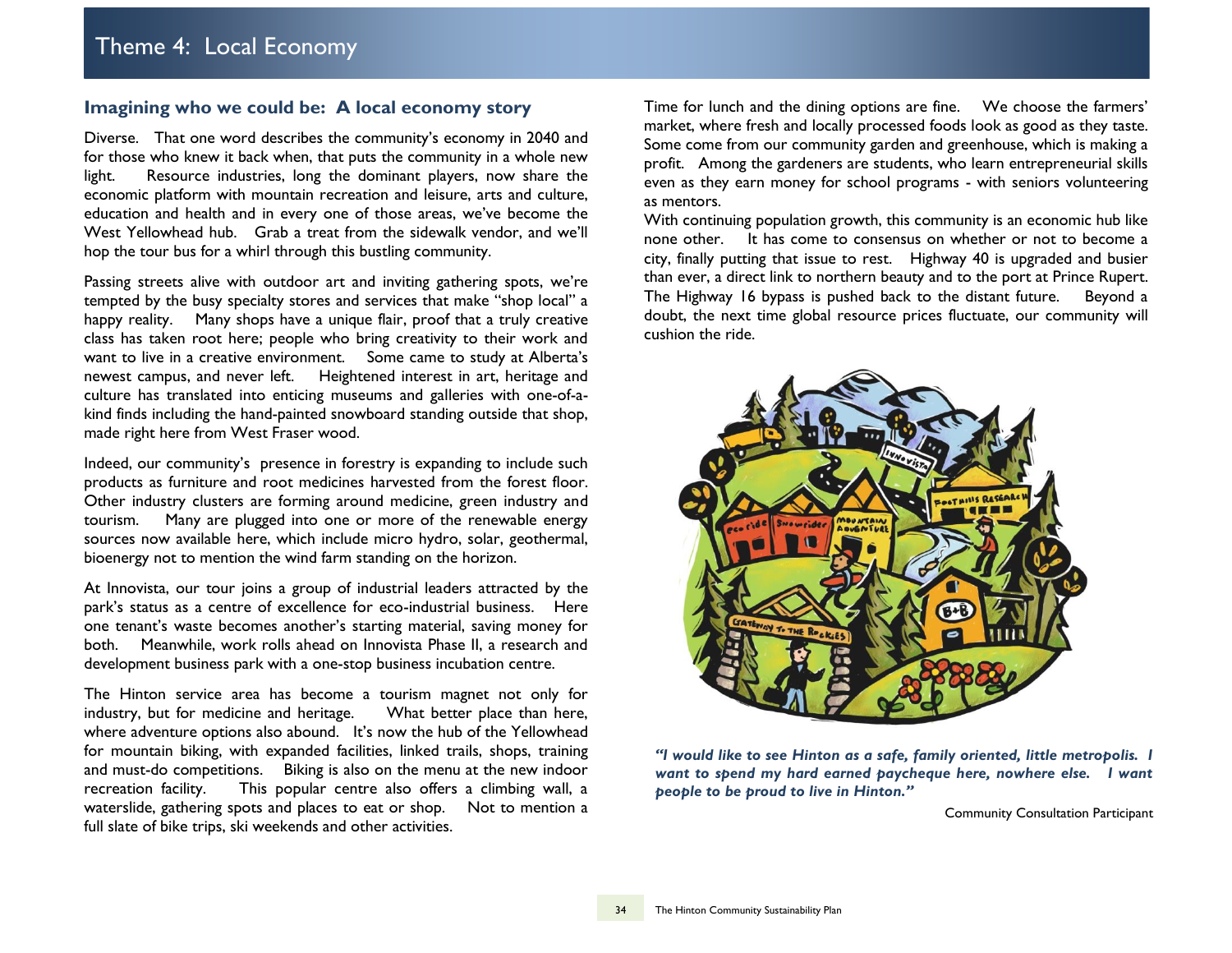# Theme 4: Local Economy

## Imagining who we could be: A local economy story

Diverse. That one word describes the community's economy in 2040 and for those who knew it back when, that puts the community in a whole new light. Resource industries, long the dominant players, now share the economic platform with mountain recreation and leisure, arts and culture, education and health and in every one of those areas, we've become the West Yellowhead hub. Grab a treat from the sidewalk vendor, and we'll hop the tour bus for a whirl through this bustling community.

Passing streets alive with outdoor art and inviting gathering spots, we're tempted by the busy specialty stores and services that make "shop local" a happy reality. Many shops have a unique flair, proof that a truly creative class has taken root here; people who bring creativity to their work and want to live in a creative environment. Some came to study at Alberta's newest campus, and never left. Heightened interest in art, heritage and culture has translated into enticing museums and galleries with one-of-a-kind finds including the hand-painted snowboard standing outside that shop, made right here from West Fraser wood.

Indeed, our community's presence in forestry is expanding to include such products as furniture and root medicines harvested from the forest floor. Other industry clusters are forming around medicine, green industry and tourism. Many are plugged into one or more of the renewable energy sources now available here, which include micro hydro, solar, geothermal, bioenergy not to mention the wind farm standing on the horizon.

At Innovista, our tour joins a group of industrial leaders attracted by the park's status as a centre of excellence for eco-industrial business. Here one tenant's waste becomes another's starting material, saving money for both. Meanwhile, work rolls ahead on Innovista Phase II, a research and development business park with a one-stop business incubation centre.

The Hinton service area has become a tourism magnet not only for industry, but for medicine and heritage. What better place than here, where adventure options also abound. It's now the hub of the Yellowhead for mountain biking, with expanded facilities, linked trails, shops, training and must-do competitions. Biking is also on the menu at the new indoor recreation facility. This popular centre also offers a climbing wall, a waterslide, gathering spots and places to eat or shop. Not to mention a full slate of bike trips, ski weekends and other activities.

Time for lunch and the dining options are fine. We choose the farmers' market, where fresh and locally processed foods look as good as they taste. Some come from our community garden and greenhouse, which is making a profit. Among the gardeners are students, who learn entrepreneurial skills even as they earn money for school programs - with seniors volunteering as mentors.

With continuing population growth, this community is an economic hub like none other. It has come to consensus on whether or not to become a city, finally putting that issue to rest. Highway 40 is upgraded and busier than ever, a direct link to northern beauty and to the port at Prince Rupert. The Highway 16 bypass is pushed back to the distant future. Beyond a doubt, the next time global resource prices fluctuate, our community will cushion the ride.

***"I would like to see Hinton as a safe, family oriented, little metropolis. I want to spend my hard earned paycheque here, nowhere else. I want people to be proud to live in Hinton."***

Community Consultation Participant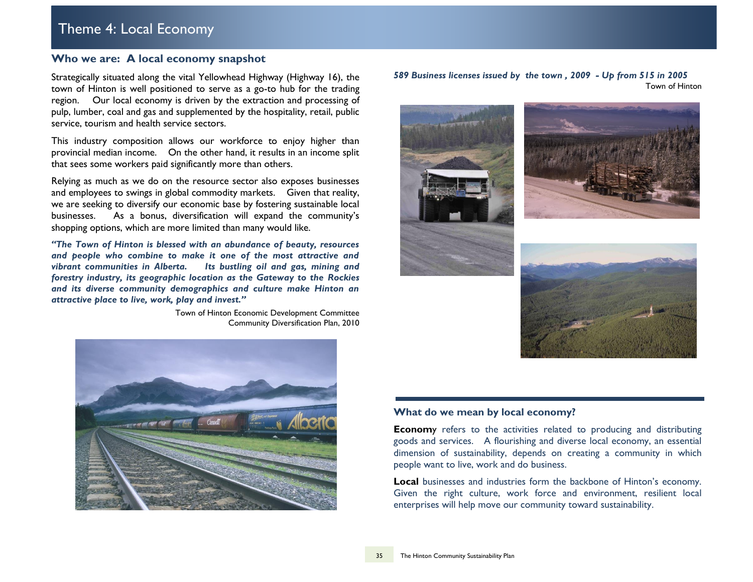# Theme 4: Local Economy

## Who we are: A local economy snapshot

Strategically situated along the vital Yellowhead Highway (Highway 16), the town of Hinton is well positioned to serve as a go-to hub for the trading region. Our local economy is driven by the extraction and processing of pulp, lumber, coal and gas and supplemented by the hospitality, retail, public service, tourism and health service sectors.

This industry composition allows our workforce to enjoy higher than provincial median income. On the other hand, it results in an income split that sees some workers paid significantly more than others.

Relying as much as we do on the resource sector also exposes businesses and employees to swings in global commodity markets. Given that reality, we are seeking to diversify our economic base by fostering sustainable local businesses. As a bonus, diversification will expand the community's shopping options, which are more limited than many would like.

***"The Town of Hinton is blessed with an abundance of beauty, resources and people who combine to make it one of the most attractive and vibrant communities in Alberta. Its bustling oil and gas, mining and forestry industry, its geographic location as the Gateway to the Rockies and its diverse community demographics and culture make Hinton an attractive place to live, work, play and invest."***

Town of Hinton Economic Development Committee
Community Diversification Plan, 2010

***589 Business licenses issued by the town , 2009 - Up from 515 in 2005***

Town of Hinton

## What do we mean by local economy?

**Economy** refers to the activities related to producing and distributing goods and services. A flourishing and diverse local economy, an essential dimension of sustainability, depends on creating a community in which people want to live, work and do business.

**Local** businesses and industries form the backbone of Hinton's economy. Given the right culture, work force and environment, resilient local enterprises will help move our community toward sustainability.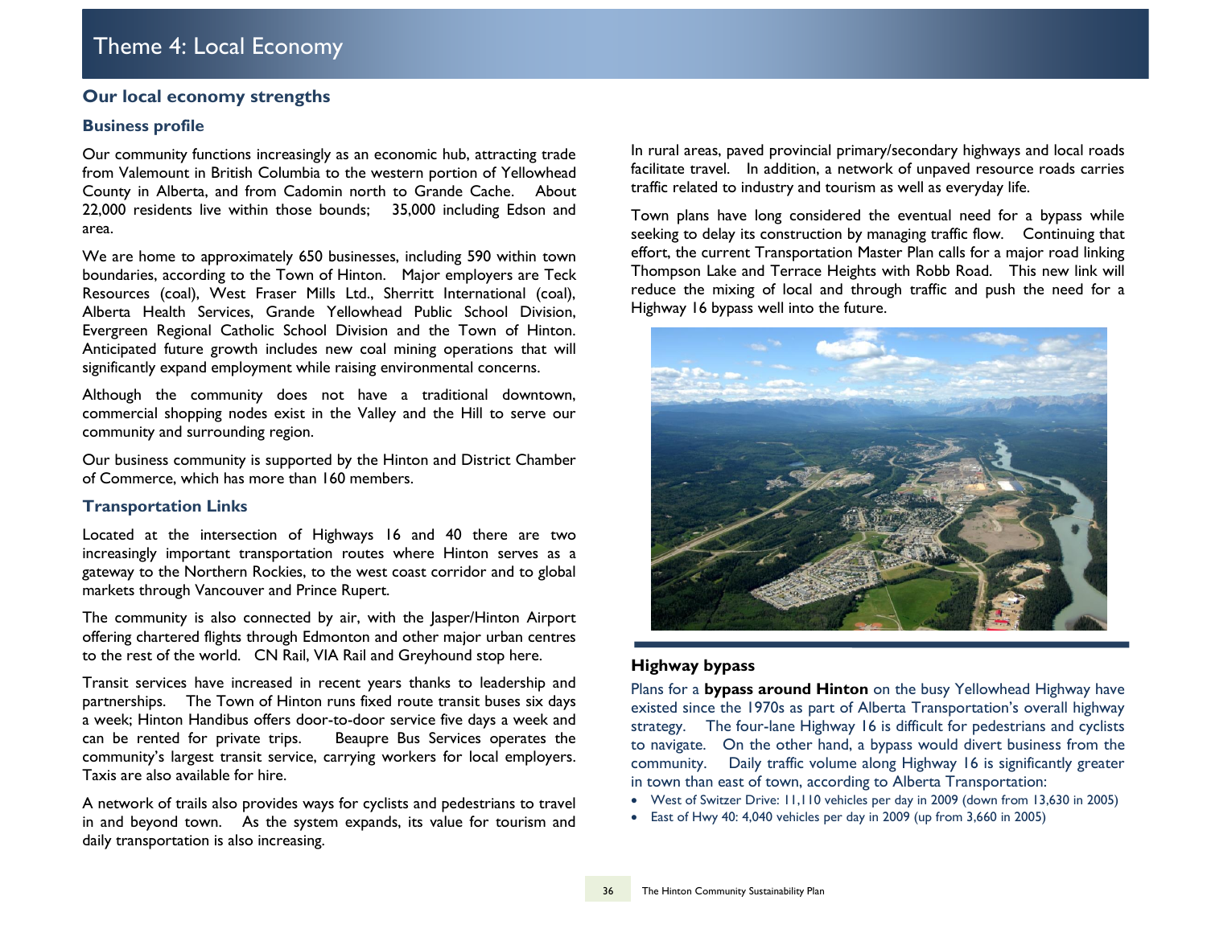# Theme 4: Local Economy

## Our local economy strengths

### Business profile

Our community functions increasingly as an economic hub, attracting trade from Valemount in British Columbia to the western portion of Yellowhead County in Alberta, and from Cadomin north to Grande Cache. About 22,000 residents live within those bounds; 35,000 including Edson and area.

We are home to approximately 650 businesses, including 590 within town boundaries, according to the Town of Hinton. Major employers are Teck Resources (coal), West Fraser Mills Ltd., Sherritt International (coal), Alberta Health Services, Grande Yellowhead Public School Division, Evergreen Regional Catholic School Division and the Town of Hinton. Anticipated future growth includes new coal mining operations that will significantly expand employment while raising environmental concerns.

Although the community does not have a traditional downtown, commercial shopping nodes exist in the Valley and the Hill to serve our community and surrounding region.

Our business community is supported by the Hinton and District Chamber of Commerce, which has more than 160 members.

### Transportation Links

Located at the intersection of Highways 16 and 40 there are two increasingly important transportation routes where Hinton serves as a gateway to the Northern Rockies, to the west coast corridor and to global markets through Vancouver and Prince Rupert.

The community is also connected by air, with the Jasper/Hinton Airport offering chartered flights through Edmonton and other major urban centres to the rest of the world. CN Rail, VIA Rail and Greyhound stop here.

Transit services have increased in recent years thanks to leadership and partnerships. The Town of Hinton runs fixed route transit buses six days a week; Hinton Handibus offers door-to-door service five days a week and can be rented for private trips. Beaupre Bus Services operates the community's largest transit service, carrying workers for local employers. Taxis are also available for hire.

A network of trails also provides ways for cyclists and pedestrians to travel in and beyond town. As the system expands, its value for tourism and daily transportation is also increasing.

In rural areas, paved provincial primary/secondary highways and local roads facilitate travel. In addition, a network of unpaved resource roads carries traffic related to industry and tourism as well as everyday life.

Town plans have long considered the eventual need for a bypass while seeking to delay its construction by managing traffic flow. Continuing that effort, the current Transportation Master Plan calls for a major road linking Thompson Lake and Terrace Heights with Robb Road. This new link will reduce the mixing of local and through traffic and push the need for a Highway 16 bypass well into the future.

### Highway bypass

Plans for a **bypass around Hinton** on the busy Yellowhead Highway have existed since the 1970s as part of Alberta Transportation's overall highway strategy. The four-lane Highway 16 is difficult for pedestrians and cyclists to navigate. On the other hand, a bypass would divert business from the community. Daily traffic volume along Highway 16 is significantly greater in town than east of town, according to Alberta Transportation:

- West of Switzer Drive: 11,110 vehicles per day in 2009 (down from 13,630 in 2005)
- East of Hwy 40: 4,040 vehicles per day in 2009 (up from 3,660 in 2005)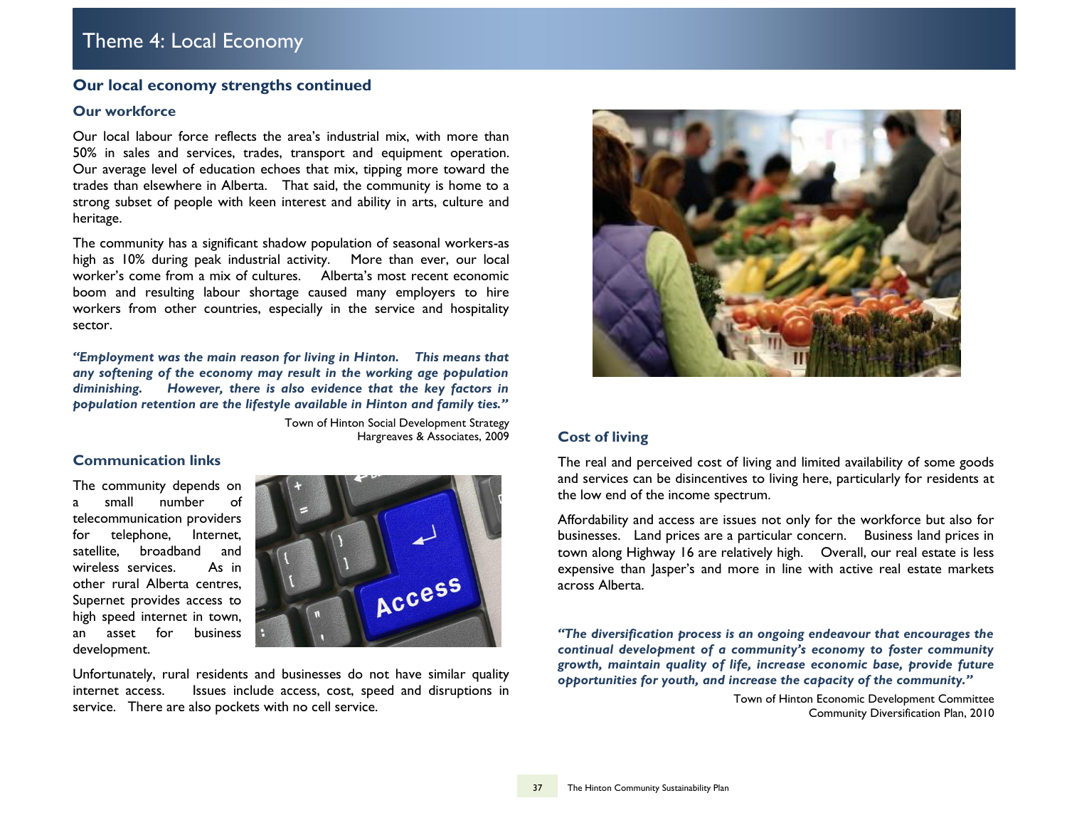# Theme 4: Local Economy

## Our local economy strengths continued

### Our workforce

Our local labour force reflects the area's industrial mix, with more than 50% in sales and services, trades, transport and equipment operation. Our average level of education echoes that mix, tipping more toward the trades than elsewhere in Alberta. That said, the community is home to a strong subset of people with keen interest and ability in arts, culture and heritage.

The community has a significant shadow population of seasonal workers-as high as 10% during peak industrial activity. More than ever, our local worker's come from a mix of cultures. Alberta's most recent economic boom and resulting labour shortage caused many employers to hire workers from other countries, especially in the service and hospitality sector.

***"Employment was the main reason for living in Hinton. This means that any softening of the economy may result in the working age population diminishing. However, there is also evidence that the key factors in population retention are the lifestyle available in Hinton and family ties."***

Town of Hinton Social Development Strategy
Hargreaves & Associates, 2009

### Communication links

The community depends on a small number of telecommunication providers for telephone, Internet, satellite, broadband and wireless services. As in other rural Alberta centres, Supernet provides access to high speed internet in town, an asset for business development.

Unfortunately, rural residents and businesses do not have similar quality internet access. Issues include access, cost, speed and disruptions in service. There are also pockets with no cell service.

### Cost of living

The real and perceived cost of living and limited availability of some goods and services can be disincentives to living here, particularly for residents at the low end of the income spectrum.

Affordability and access are issues not only for the workforce but also for businesses. Land prices are a particular concern. Business land prices in town along Highway 16 are relatively high. Overall, our real estate is less expensive than Jasper's and more in line with active real estate markets across Alberta.

***"The diversification process is an ongoing endeavour that encourages the continual development of a community's economy to foster community growth, maintain quality of life, increase economic base, provide future opportunities for youth, and increase the capacity of the community."***

Town of Hinton Economic Development Committee
Community Diversification Plan, 2010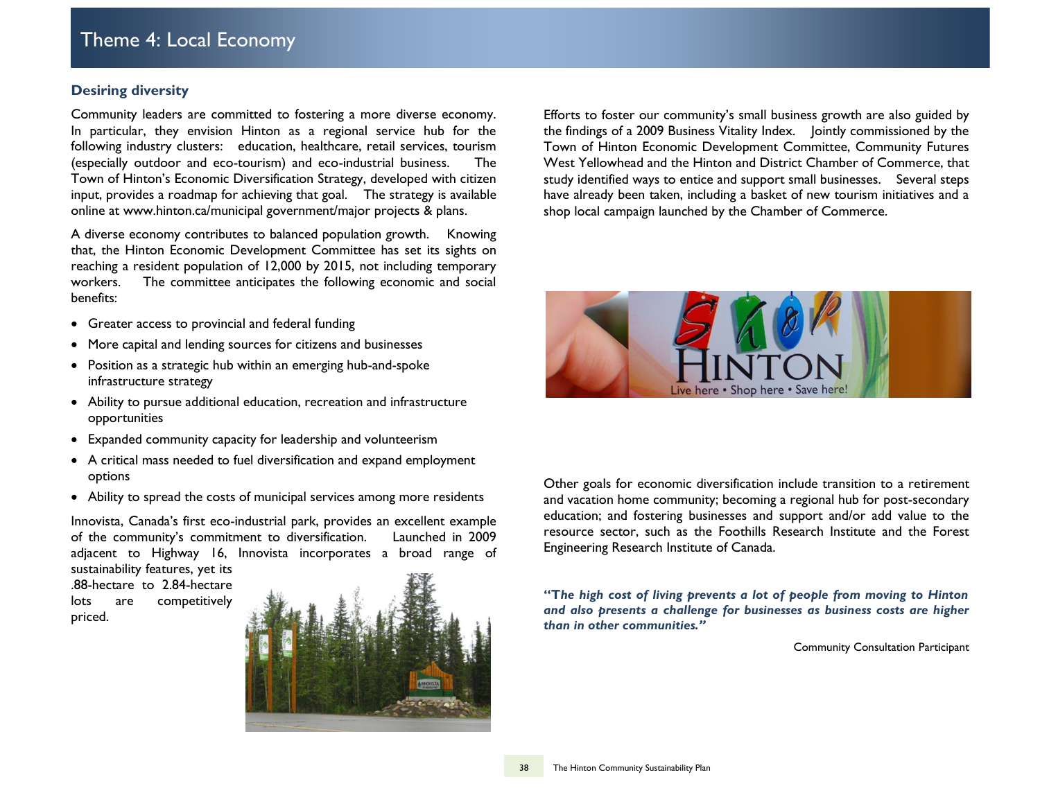# Theme 4: Local Economy

## Desiring diversity

Community leaders are committed to fostering a more diverse economy. In particular, they envision Hinton as a regional service hub for the following industry clusters: education, healthcare, retail services, tourism (especially outdoor and eco-tourism) and eco-industrial business. The Town of Hinton's Economic Diversification Strategy, developed with citizen input, provides a roadmap for achieving that goal. The strategy is available online at www.hinton.ca/municipal government/major projects & plans.

A diverse economy contributes to balanced population growth. Knowing that, the Hinton Economic Development Committee has set its sights on reaching a resident population of 12,000 by 2015, not including temporary workers. The committee anticipates the following economic and social benefits:

- Greater access to provincial and federal funding
- More capital and lending sources for citizens and businesses
- Position as a strategic hub within an emerging hub-and-spoke infrastructure strategy
- Ability to pursue additional education, recreation and infrastructure opportunities
- Expanded community capacity for leadership and volunteerism
- A critical mass needed to fuel diversification and expand employment options
- Ability to spread the costs of municipal services among more residents

Innovista, Canada's first eco-industrial park, provides an excellent example of the community's commitment to diversification. Launched in 2009 adjacent to Highway 16, Innovista incorporates a broad range of sustainability features, yet its .88-hectare to 2.84-hectare lots are competitively priced.

Efforts to foster our community's small business growth are also guided by the findings of a 2009 Business Vitality Index. Jointly commissioned by the Town of Hinton Economic Development Committee, Community Futures West Yellowhead and the Hinton and District Chamber of Commerce, that study identified ways to entice and support small businesses. Several steps have already been taken, including a basket of new tourism initiatives and a shop local campaign launched by the Chamber of Commerce.

Other goals for economic diversification include transition to a retirement and vacation home community; becoming a regional hub for post-secondary education; and fostering businesses and support and/or add value to the resource sector, such as the Foothills Research Institute and the Forest Engineering Research Institute of Canada.

***"The high cost of living prevents a lot of people from moving to Hinton and also presents a challenge for businesses as business costs are higher than in other communities."***

Community Consultation Participant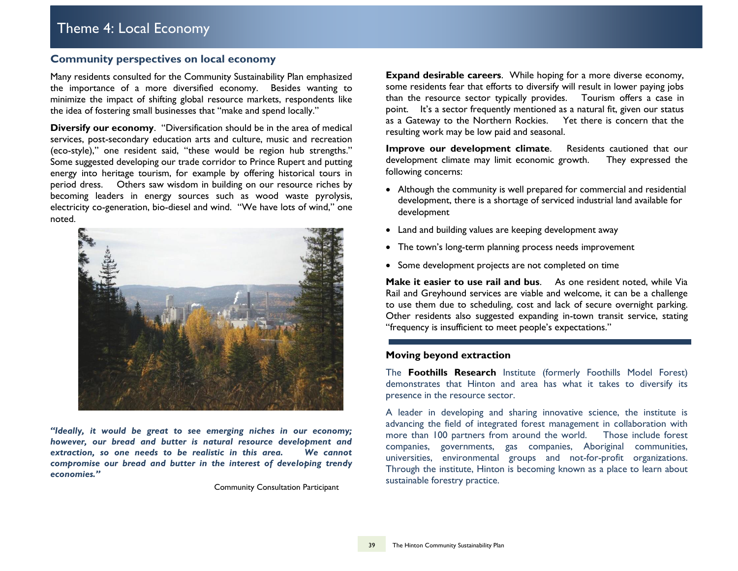# Theme 4: Local Economy

## Community perspectives on local economy

Many residents consulted for the Community Sustainability Plan emphasized the importance of a more diversified economy. Besides wanting to minimize the impact of shifting global resource markets, respondents like the idea of fostering small businesses that "make and spend locally."

**Diversify our economy**. "Diversification should be in the area of medical services, post-secondary education arts and culture, music and recreation (eco-style)," one resident said, "these would be region hub strengths." Some suggested developing our trade corridor to Prince Rupert and putting energy into heritage tourism, for example by offering historical tours in period dress. Others saw wisdom in building on our resource riches by becoming leaders in energy sources such as wood waste pyrolysis, electricity co-generation, bio-diesel and wind. "We have lots of wind," one noted.

***"Ideally, it would be great to see emerging niches in our economy; however, our bread and butter is natural resource development and extraction, so one needs to be realistic in this area. We cannot compromise our bread and butter in the interest of developing trendy economies."***

Community Consultation Participant

**Expand desirable careers**. While hoping for a more diverse economy, some residents fear that efforts to diversify will result in lower paying jobs than the resource sector typically provides. Tourism offers a case in point. It's a sector frequently mentioned as a natural fit, given our status as a Gateway to the Northern Rockies. Yet there is concern that the resulting work may be low paid and seasonal.

**Improve our development climate**. Residents cautioned that our development climate may limit economic growth. They expressed the following concerns:

- Although the community is well prepared for commercial and residential development, there is a shortage of serviced industrial land available for development
- Land and building values are keeping development away
- The town's long-term planning process needs improvement
- Some development projects are not completed on time

**Make it easier to use rail and bus**. As one resident noted, while Via Rail and Greyhound services are viable and welcome, it can be a challenge to use them due to scheduling, cost and lack of secure overnight parking. Other residents also suggested expanding in-town transit service, stating "frequency is insufficient to meet people's expectations."

### Moving beyond extraction

The **Foothills Research** Institute (formerly Foothills Model Forest) demonstrates that Hinton and area has what it takes to diversify its presence in the resource sector.

A leader in developing and sharing innovative science, the institute is advancing the field of integrated forest management in collaboration with more than 100 partners from around the world. Those include forest companies, governments, gas companies, Aboriginal communities, universities, environmental groups and not-for-profit organizations. Through the institute, Hinton is becoming known as a place to learn about sustainable forestry practice.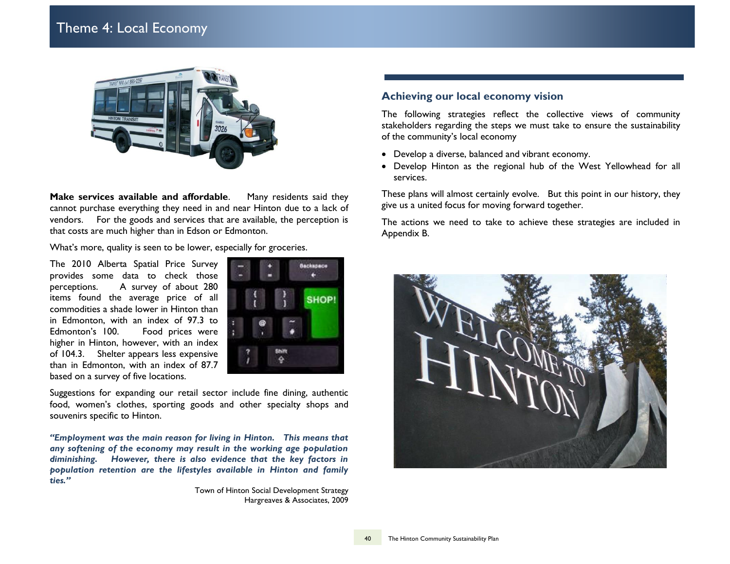# Theme 4: Local Economy

**Make services available and affordable**. Many residents said they cannot purchase everything they need in and near Hinton due to a lack of vendors. For the goods and services that are available, the perception is that costs are much higher than in Edson or Edmonton.

What's more, quality is seen to be lower, especially for groceries.

The 2010 Alberta Spatial Price Survey provides some data to check those perceptions. A survey of about 280 items found the average price of all commodities a shade lower in Hinton than in Edmonton, with an index of 97.3 to Edmonton's 100. Food prices were higher in Hinton, however, with an index of 104.3. Shelter appears less expensive than in Edmonton, with an index of 87.7 based on a survey of five locations.

Suggestions for expanding our retail sector include fine dining, authentic food, women's clothes, sporting goods and other specialty shops and souvenirs specific to Hinton.

***"Employment was the main reason for living in Hinton. This means that any softening of the economy may result in the working age population diminishing. However, there is also evidence that the key factors in population retention are the lifestyles available in Hinton and family ties."***

Town of Hinton Social Development Strategy
Hargreaves & Associates, 2009

## Achieving our local economy vision

The following strategies reflect the collective views of community stakeholders regarding the steps we must take to ensure the sustainability of the community's local economy

- Develop a diverse, balanced and vibrant economy.
- Develop Hinton as the regional hub of the West Yellowhead for all services.

These plans will almost certainly evolve. But this point in our history, they give us a united focus for moving forward together.

The actions we need to take to achieve these strategies are included in Appendix B.